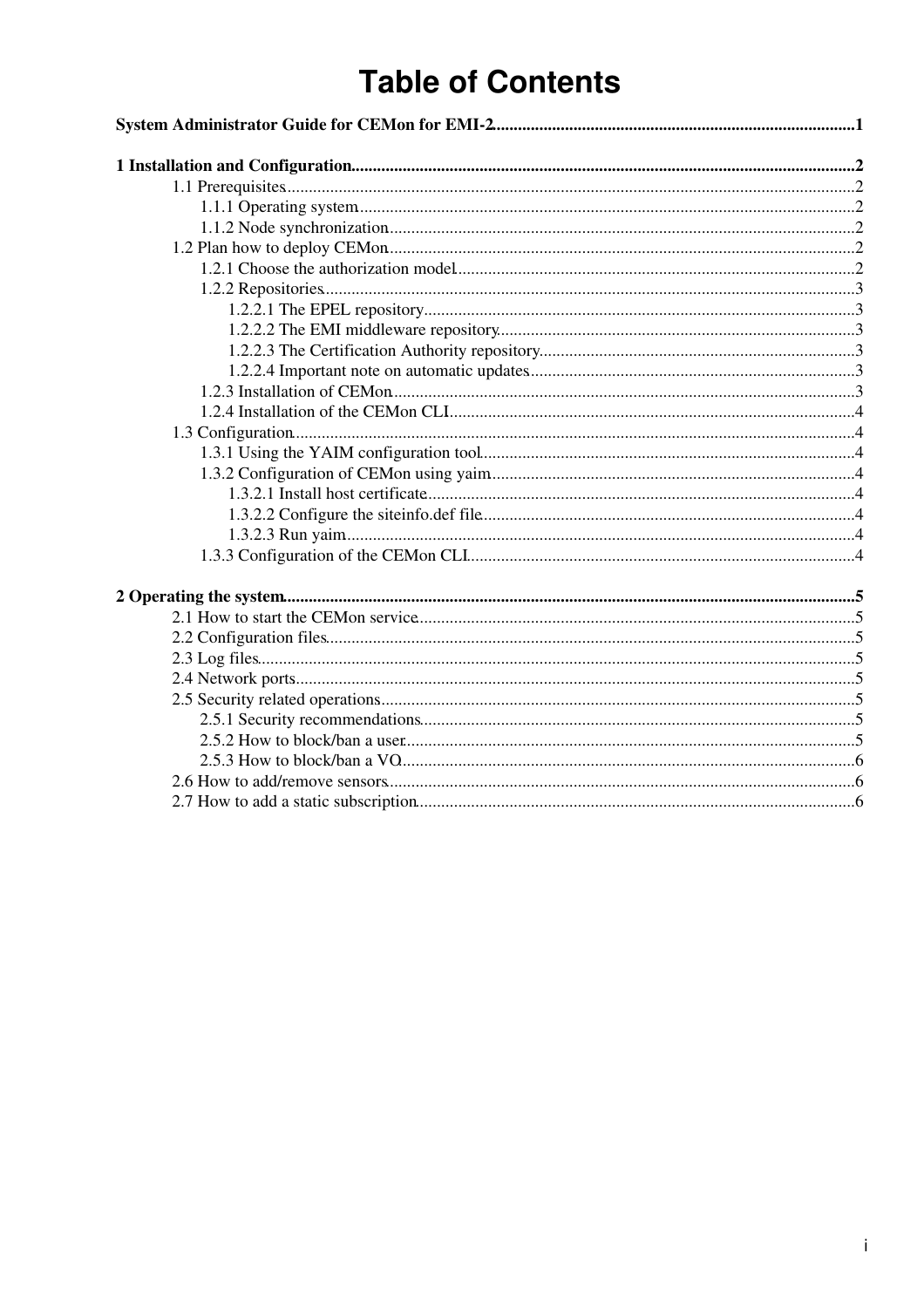# Table of Contents

**System Administrator Guide for CEMon for EMI-2**....................................................................................1

**1 Installation and Configuration**......................................................................................................................2
- 1.1 Prerequisites....................................................................................................................................2
  - 1.1.1 Operating system...................................................................................................................2
  - 1.1.2 Node synchronization............................................................................................................2
- 1.2 Plan how to deploy CEMon............................................................................................................2
  - 1.2.1 Choose the authorization model............................................................................................2
  - 1.2.2 Repositories...........................................................................................................................3
    - 1.2.2.1 The EPEL repository....................................................................................................3
    - 1.2.2.2 The EMI middleware repository...................................................................................3
    - 1.2.2.3 The Certification Authority repository..........................................................................3
    - 1.2.2.4 Important note on automatic updates............................................................................3
  - 1.2.3 Installation of CEMon...........................................................................................................3
  - 1.2.4 Installation of the CEMon CLI..............................................................................................4
- 1.3 Configuration..................................................................................................................................4
  - 1.3.1 Using the YAIM configuration tool.......................................................................................4
  - 1.3.2 Configuration of CEMon using yaim....................................................................................4
    - 1.3.2.1 Install host certificate....................................................................................................4
    - 1.3.2.2 Configure the siteinfo.def file.......................................................................................4
    - 1.3.2.3 Run yaim......................................................................................................................4
  - 1.3.3 Configuration of the CEMon CLI..........................................................................................4

**2 Operating the system**....................................................................................................................................5
- 2.1 How to start the CEMon service......................................................................................................5
- 2.2 Configuration files...........................................................................................................................5
- 2.3 Log files..........................................................................................................................................5
- 2.4 Network ports..................................................................................................................................5
- 2.5 Security related operations..............................................................................................................5
  - 2.5.1 Security recommendations.....................................................................................................5
  - 2.5.2 How to block/ban a user.........................................................................................................5
  - 2.5.3 How to block/ban a VO..........................................................................................................6
- 2.6 How to add/remove sensors............................................................................................................6
- 2.7 How to add a static subscription......................................................................................................6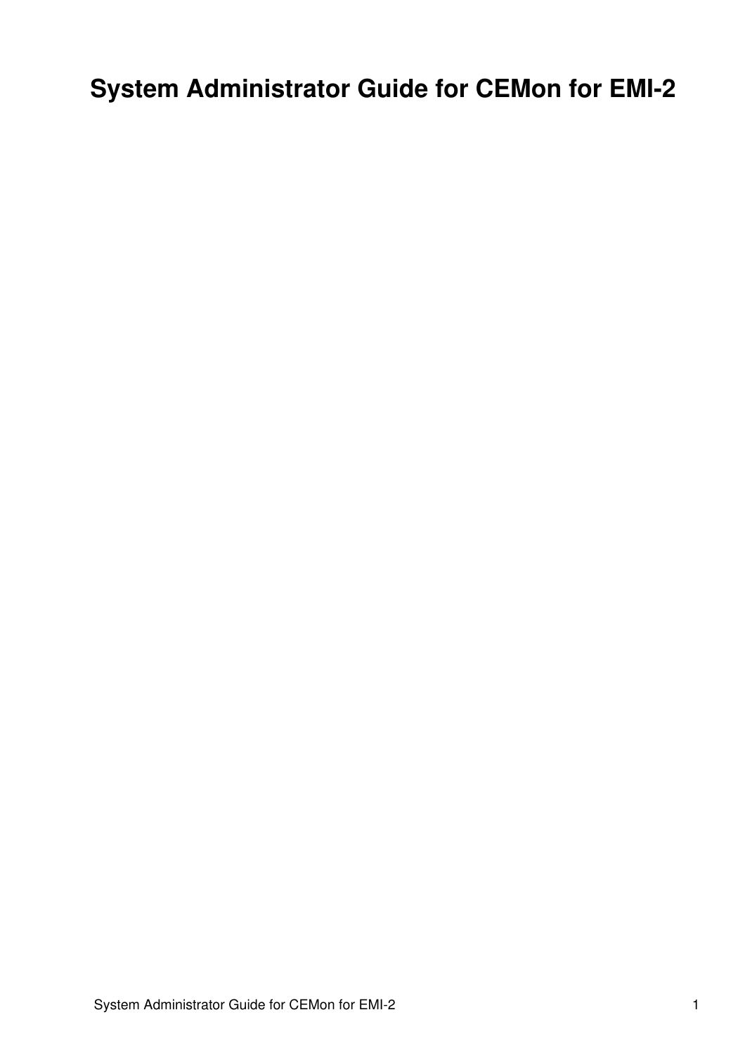# System Administrator Guide for CEMon for EMI-2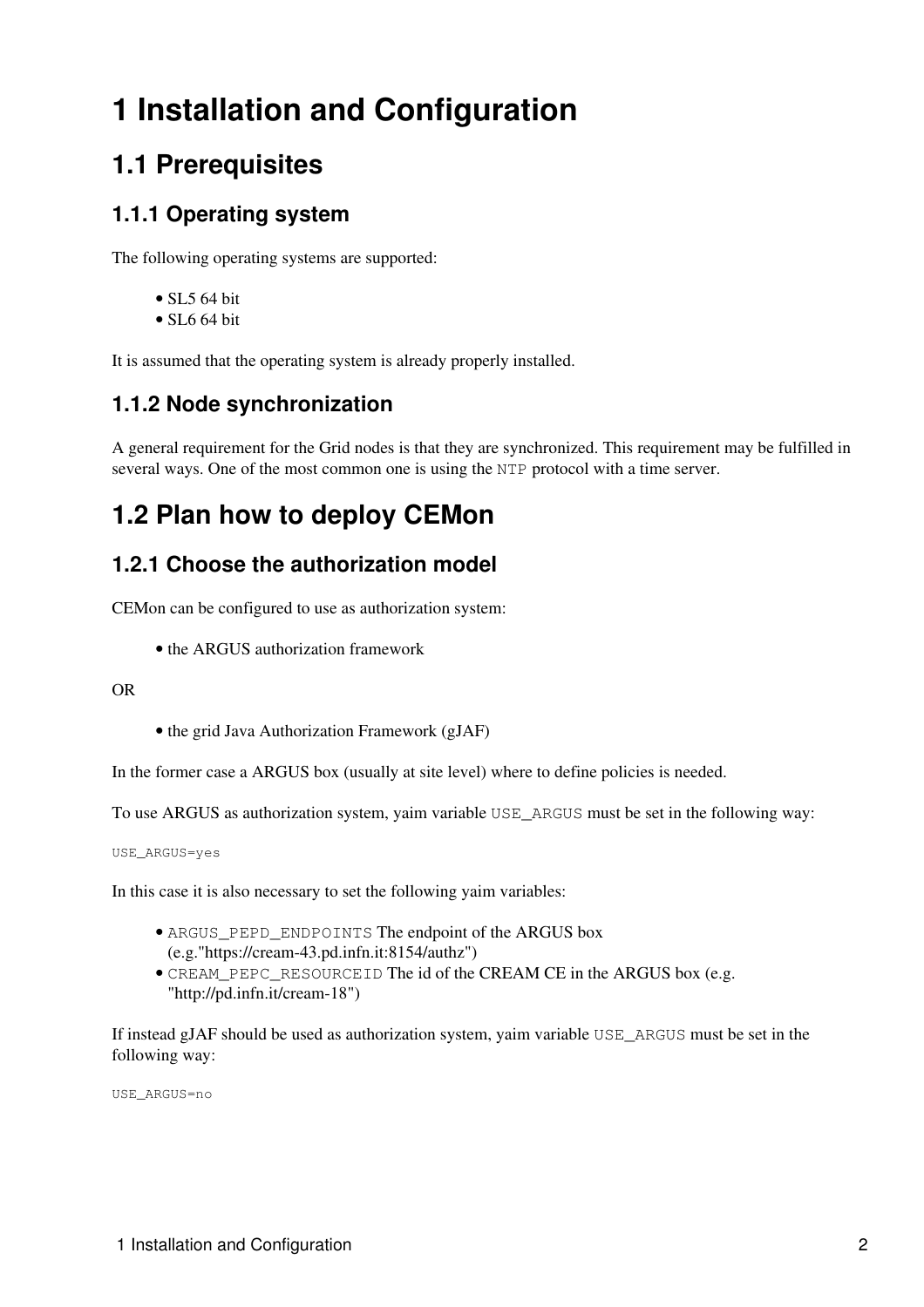# 1 Installation and Configuration

## 1.1 Prerequisites

### 1.1.1 Operating system

The following operating systems are supported:

- SL5 64 bit
- SL6 64 bit

It is assumed that the operating system is already properly installed.

### 1.1.2 Node synchronization

A general requirement for the Grid nodes is that they are synchronized. This requirement may be fulfilled in several ways. One of the most common one is using the `NTP` protocol with a time server.

## 1.2 Plan how to deploy CEMon

### 1.2.1 Choose the authorization model

CEMon can be configured to use as authorization system:

- the ARGUS authorization framework

OR

- the grid Java Authorization Framework (gJAF)

In the former case a ARGUS box (usually at site level) where to define policies is needed.

To use ARGUS as authorization system, yaim variable `USE_ARGUS` must be set in the following way:

```
USE_ARGUS=yes
```

In this case it is also necessary to set the following yaim variables:

- `ARGUS_PEPD_ENDPOINTS` The endpoint of the ARGUS box (e.g."https://cream-43.pd.infn.it:8154/authz")
- `CREAM_PEPC_RESOURCEID` The id of the CREAM CE in the ARGUS box (e.g. "http://pd.infn.it/cream-18")

If instead gJAF should be used as authorization system, yaim variable `USE_ARGUS` must be set in the following way:

```
USE_ARGUS=no
```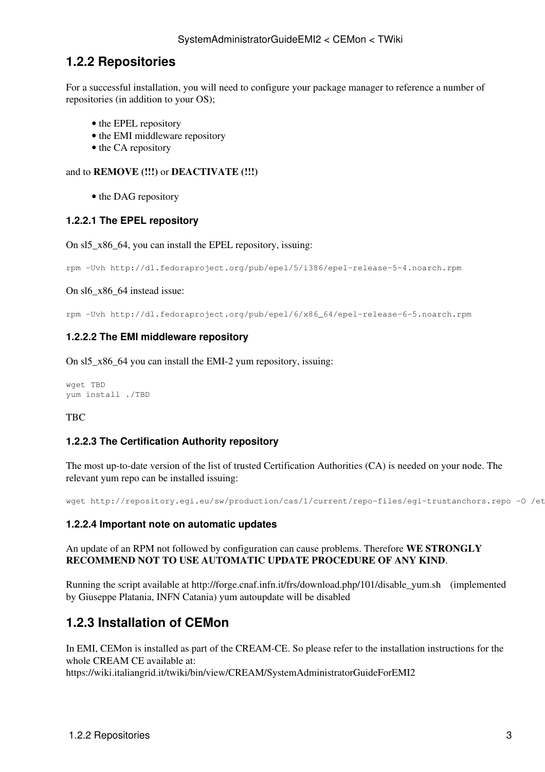## 1.2.2 Repositories

For a successful installation, you will need to configure your package manager to reference a number of repositories (in addition to your OS);

- the EPEL repository
- the EMI middleware repository
- the CA repository

and to **REMOVE (!!!)** or **DEACTIVATE (!!!)**

- the DAG repository

### 1.2.2.1 The EPEL repository

On sl5_x86_64, you can install the EPEL repository, issuing:

```
rpm -Uvh http://dl.fedoraproject.org/pub/epel/5/i386/epel-release-5-4.noarch.rpm
```

On sl6_x86_64 instead issue:

```
rpm -Uvh http://dl.fedoraproject.org/pub/epel/6/x86_64/epel-release-6-5.noarch.rpm
```

### 1.2.2.2 The EMI middleware repository

On sl5_x86_64 you can install the EMI-2 yum repository, issuing:

```
wget TBD
yum install ./TBD
```

TBC

### 1.2.2.3 The Certification Authority repository

The most up-to-date version of the list of trusted Certification Authorities (CA) is needed on your node. The relevant yum repo can be installed issuing:

```
wget http://repository.egi.eu/sw/production/cas/1/current/repo-files/egi-trustanchors.repo -O /et
```

### 1.2.2.4 Important note on automatic updates

An update of an RPM not followed by configuration can cause problems. Therefore **WE STRONGLY RECOMMEND NOT TO USE AUTOMATIC UPDATE PROCEDURE OF ANY KIND**.

Running the script available at http://forge.cnaf.infn.it/frs/download.php/101/disable_yum.sh (implemented by Giuseppe Platania, INFN Catania) yum autoupdate will be disabled

## 1.2.3 Installation of CEMon

In EMI, CEMon is installed as part of the CREAM-CE. So please refer to the installation instructions for the whole CREAM CE available at:
https://wiki.italiangrid.it/twiki/bin/view/CREAM/SystemAdministratorGuideForEMI2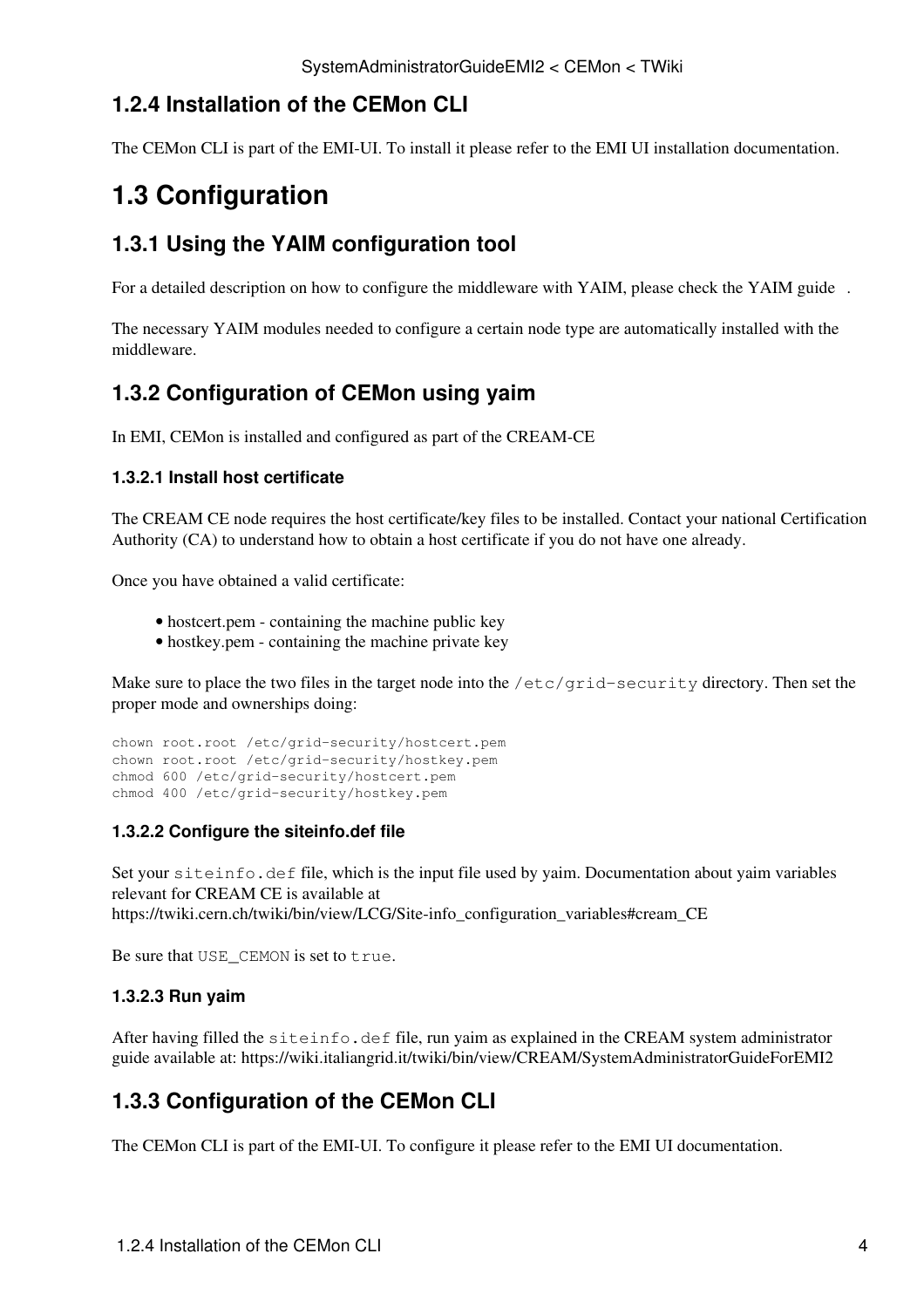### 1.2.4 Installation of the CEMon CLI

The CEMon CLI is part of the EMI-UI. To install it please refer to the EMI UI installation documentation.

## 1.3 Configuration

### 1.3.1 Using the YAIM configuration tool

For a detailed description on how to configure the middleware with YAIM, please check the YAIM guide .

The necessary YAIM modules needed to configure a certain node type are automatically installed with the middleware.

### 1.3.2 Configuration of CEMon using yaim

In EMI, CEMon is installed and configured as part of the CREAM-CE

#### 1.3.2.1 Install host certificate

The CREAM CE node requires the host certificate/key files to be installed. Contact your national Certification Authority (CA) to understand how to obtain a host certificate if you do not have one already.

Once you have obtained a valid certificate:

- hostcert.pem - containing the machine public key
- hostkey.pem - containing the machine private key

Make sure to place the two files in the target node into the `/etc/grid-security` directory. Then set the proper mode and ownerships doing:

```
chown root.root /etc/grid-security/hostcert.pem
chown root.root /etc/grid-security/hostkey.pem
chmod 600 /etc/grid-security/hostcert.pem
chmod 400 /etc/grid-security/hostkey.pem
```

#### 1.3.2.2 Configure the siteinfo.def file

Set your `siteinfo.def` file, which is the input file used by yaim. Documentation about yaim variables relevant for CREAM CE is available at https://twiki.cern.ch/twiki/bin/view/LCG/Site-info_configuration_variables#cream_CE

Be sure that `USE_CEMON` is set to `true`.

#### 1.3.2.3 Run yaim

After having filled the `siteinfo.def` file, run yaim as explained in the CREAM system administrator guide available at: https://wiki.italiangrid.it/twiki/bin/view/CREAM/SystemAdministratorGuideForEMI2

### 1.3.3 Configuration of the CEMon CLI

The CEMon CLI is part of the EMI-UI. To configure it please refer to the EMI UI documentation.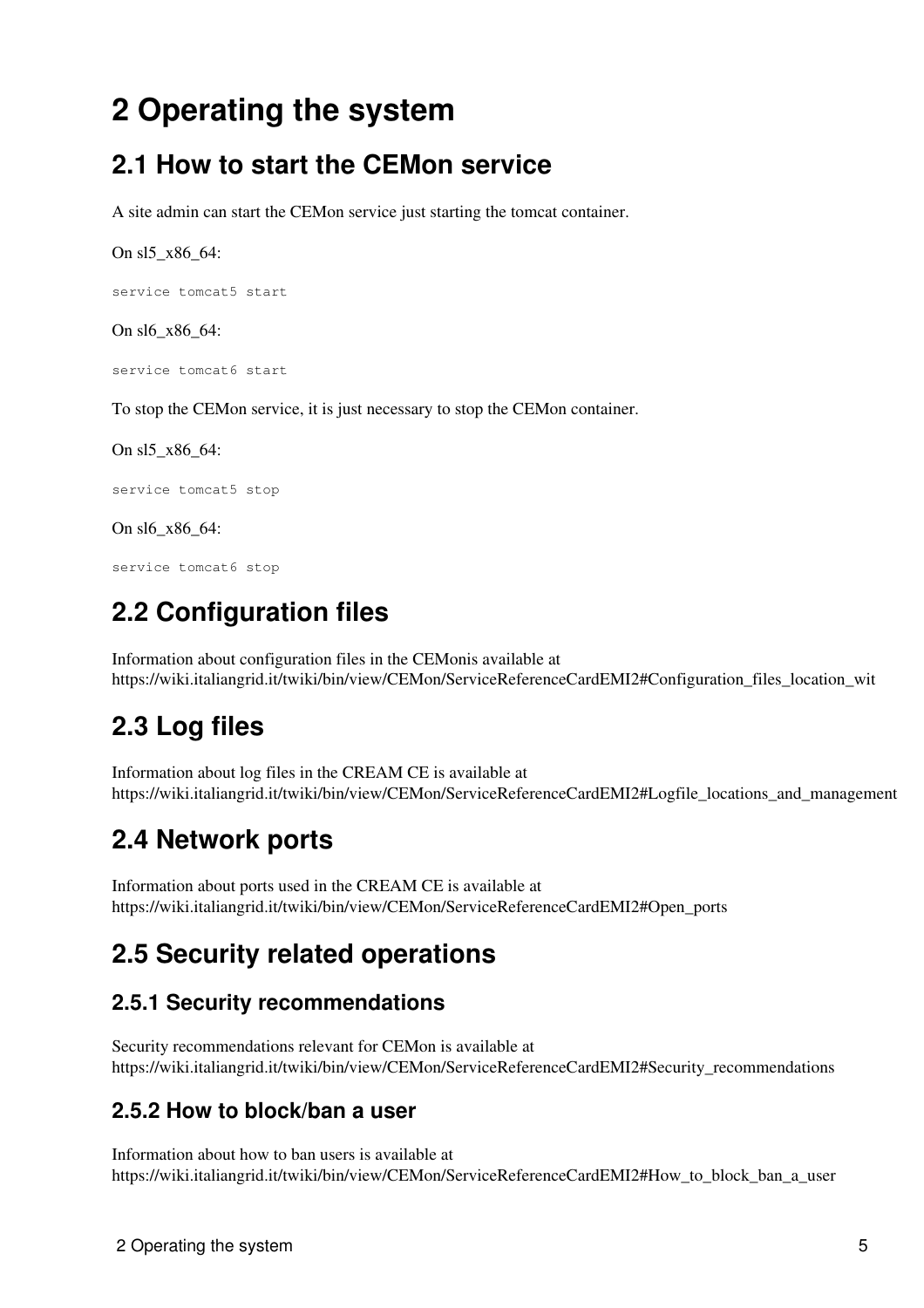# 2 Operating the system

## 2.1 How to start the CEMon service

A site admin can start the CEMon service just starting the tomcat container.

On sl5_x86_64:

```
service tomcat5 start
```

On sl6_x86_64:

```
service tomcat6 start
```

To stop the CEMon service, it is just necessary to stop the CEMon container.

On sl5_x86_64:

```
service tomcat5 stop
```

On sl6_x86_64:

```
service tomcat6 stop
```

## 2.2 Configuration files

Information about configuration files in the CEMonis available at https://wiki.italiangrid.it/twiki/bin/view/CEMon/ServiceReferenceCardEMI2#Configuration_files_location_wit

## 2.3 Log files

Information about log files in the CREAM CE is available at https://wiki.italiangrid.it/twiki/bin/view/CEMon/ServiceReferenceCardEMI2#Logfile_locations_and_management

## 2.4 Network ports

Information about ports used in the CREAM CE is available at https://wiki.italiangrid.it/twiki/bin/view/CEMon/ServiceReferenceCardEMI2#Open_ports

## 2.5 Security related operations

### 2.5.1 Security recommendations

Security recommendations relevant for CEMon is available at https://wiki.italiangrid.it/twiki/bin/view/CEMon/ServiceReferenceCardEMI2#Security_recommendations

### 2.5.2 How to block/ban a user

Information about how to ban users is available at https://wiki.italiangrid.it/twiki/bin/view/CEMon/ServiceReferenceCardEMI2#How_to_block_ban_a_user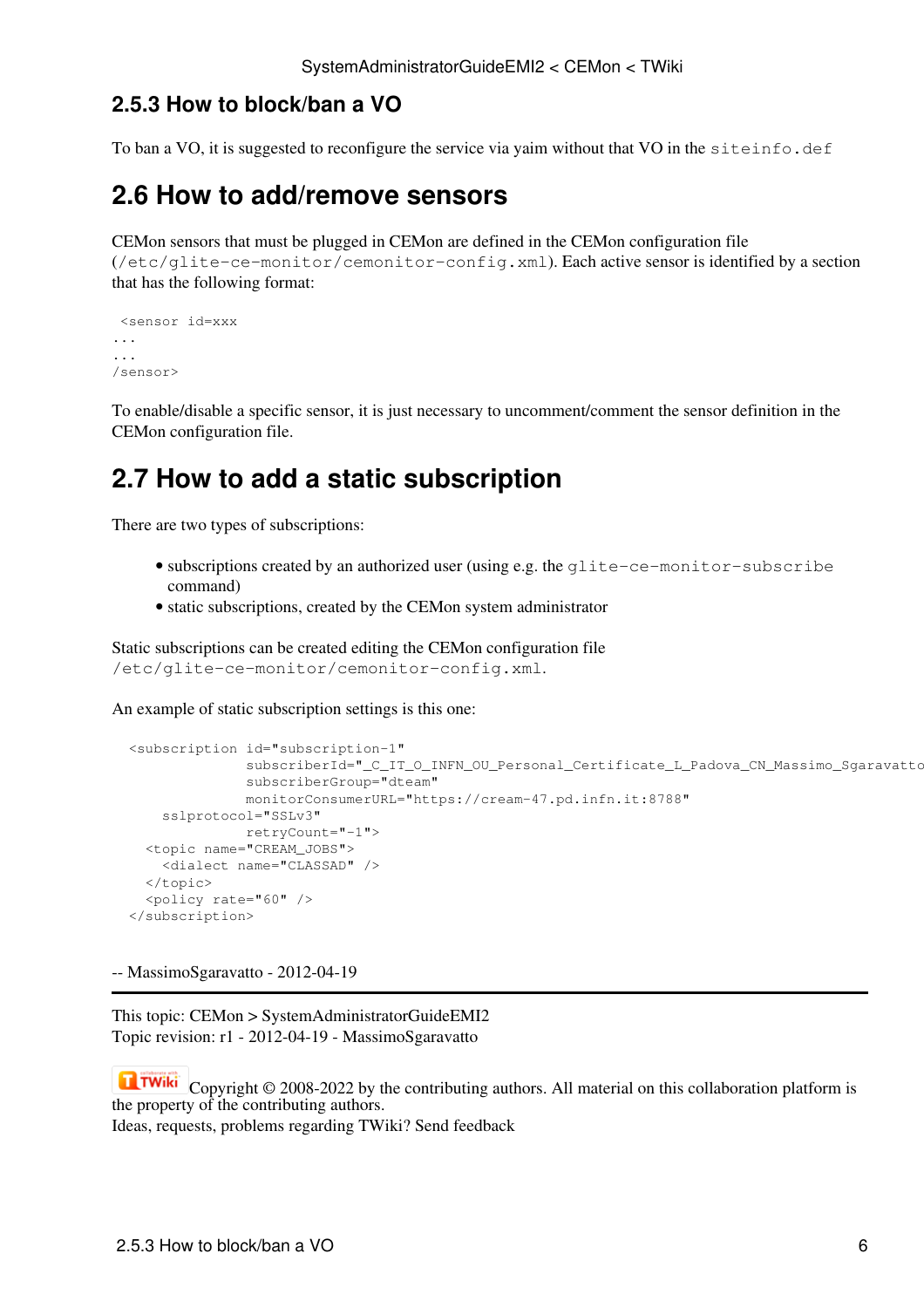### 2.5.3 How to block/ban a VO

To ban a VO, it is suggested to reconfigure the service via yaim without that VO in the `siteinfo.def`

## 2.6 How to add/remove sensors

CEMon sensors that must be plugged in CEMon are defined in the CEMon configuration file (`/etc/glite-ce-monitor/cemonitor-config.xml`). Each active sensor is identified by a section that has the following format:

```
 <sensor id=xxx
...
...
/sensor>
```

To enable/disable a specific sensor, it is just necessary to uncomment/comment the sensor definition in the CEMon configuration file.

## 2.7 How to add a static subscription

There are two types of subscriptions:

- subscriptions created by an authorized user (using e.g. the `glite-ce-monitor-subscribe` command)
- static subscriptions, created by the CEMon system administrator

Static subscriptions can be created editing the CEMon configuration file `/etc/glite-ce-monitor/cemonitor-config.xml`.

An example of static subscription settings is this one:

```
  <subscription id="subscription-1"
               subscriberId="_C_IT_O_INFN_OU_Personal_Certificate_L_Padova_CN_Massimo_Sgaravatto
               subscriberGroup="dteam"
               monitorConsumerURL="https://cream-47.pd.infn.it:8788"
     sslprotocol="SSLv3"
               retryCount="-1">
    <topic name="CREAM_JOBS">
      <dialect name="CLASSAD" />
    </topic>
    <policy rate="60" />
  </subscription>
```

-- MassimoSgaravatto - 2012-04-19

---

This topic: CEMon > SystemAdministratorGuideEMI2
Topic revision: r1 - 2012-04-19 - MassimoSgaravatto

Copyright © 2008-2022 by the contributing authors. All material on this collaboration platform is the property of the contributing authors.
Ideas, requests, problems regarding TWiki? Send feedback